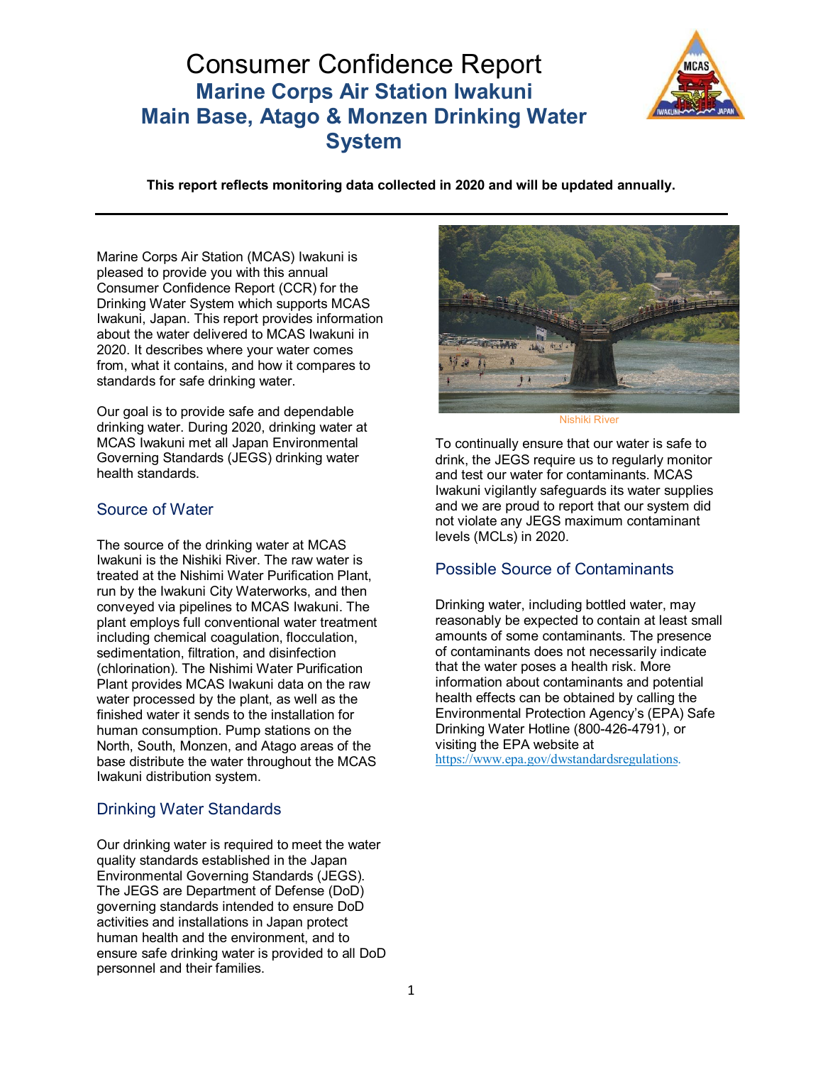# Consumer Confidence Report
## Marine Corps Air Station Iwakuni
## Main Base, Atago & Monzen Drinking Water System

**This report reflects monitoring data collected in 2020 and will be updated annually.**

---

Marine Corps Air Station (MCAS) Iwakuni is pleased to provide you with this annual Consumer Confidence Report (CCR) for the Drinking Water System which supports MCAS Iwakuni, Japan. This report provides information about the water delivered to MCAS Iwakuni in 2020. It describes where your water comes from, what it contains, and how it compares to standards for safe drinking water.

Our goal is to provide safe and dependable drinking water. During 2020, drinking water at MCAS Iwakuni met all Japan Environmental Governing Standards (JEGS) drinking water health standards.

### Source of Water

The source of the drinking water at MCAS Iwakuni is the Nishiki River. The raw water is treated at the Nishimi Water Purification Plant, run by the Iwakuni City Waterworks, and then conveyed via pipelines to MCAS Iwakuni. The plant employs full conventional water treatment including chemical coagulation, flocculation, sedimentation, filtration, and disinfection (chlorination). The Nishimi Water Purification Plant provides MCAS Iwakuni data on the raw water processed by the plant, as well as the finished water it sends to the installation for human consumption. Pump stations on the North, South, Monzen, and Atago areas of the base distribute the water throughout the MCAS Iwakuni distribution system.

### Drinking Water Standards

Our drinking water is required to meet the water quality standards established in the Japan Environmental Governing Standards (JEGS). The JEGS are Department of Defense (DoD) governing standards intended to ensure DoD activities and installations in Japan protect human health and the environment, and to ensure safe drinking water is provided to all DoD personnel and their families.

Nishiki River

To continually ensure that our water is safe to drink, the JEGS require us to regularly monitor and test our water for contaminants. MCAS Iwakuni vigilantly safeguards its water supplies and we are proud to report that our system did not violate any JEGS maximum contaminant levels (MCLs) in 2020.

### Possible Source of Contaminants

Drinking water, including bottled water, may reasonably be expected to contain at least small amounts of some contaminants. The presence of contaminants does not necessarily indicate that the water poses a health risk. More information about contaminants and potential health effects can be obtained by calling the Environmental Protection Agency's (EPA) Safe Drinking Water Hotline (800-426-4791), or visiting the EPA website at https://www.epa.gov/dwstandardsregulations.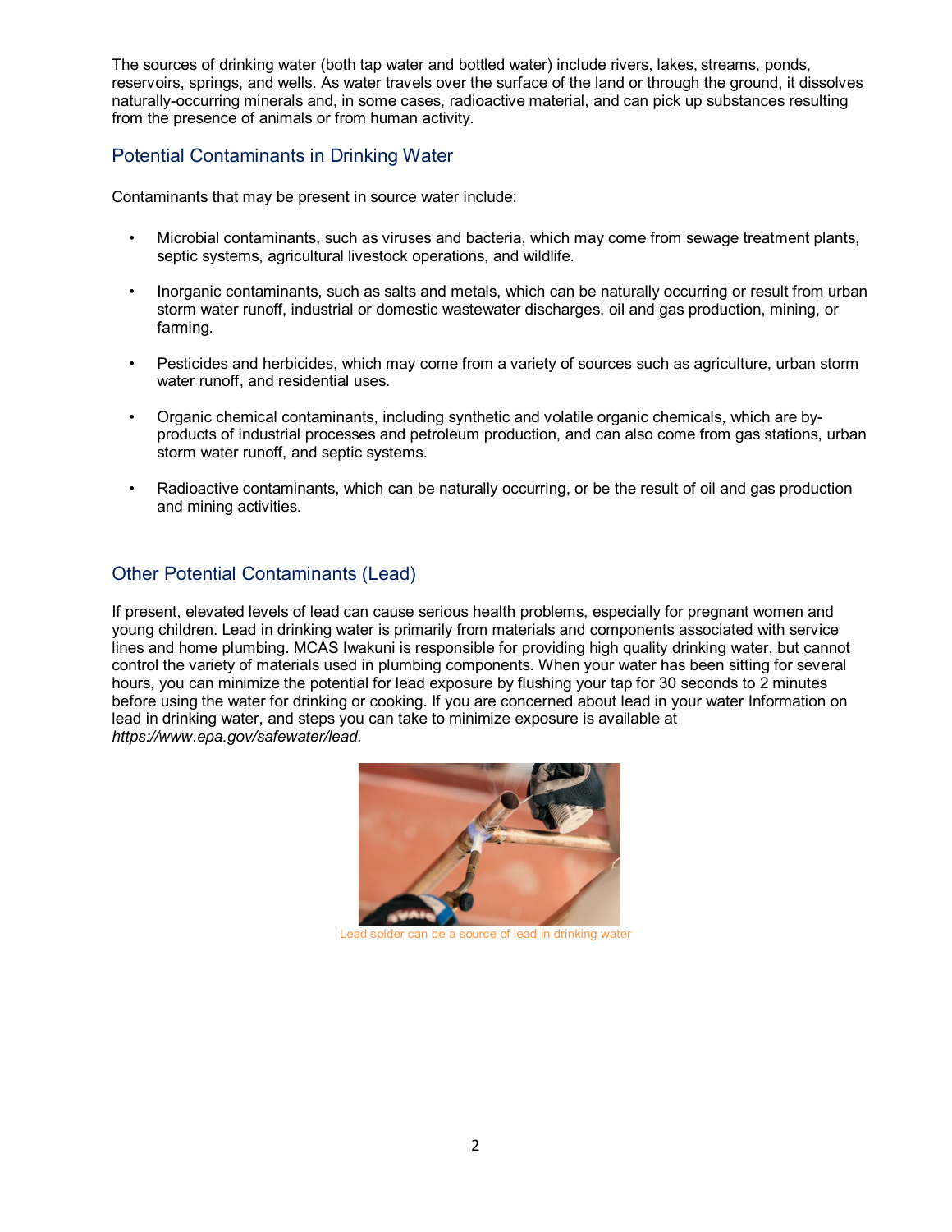The sources of drinking water (both tap water and bottled water) include rivers, lakes, streams, ponds, reservoirs, springs, and wells. As water travels over the surface of the land or through the ground, it dissolves naturally-occurring minerals and, in some cases, radioactive material, and can pick up substances resulting from the presence of animals or from human activity.

## Potential Contaminants in Drinking Water

Contaminants that may be present in source water include:

- Microbial contaminants, such as viruses and bacteria, which may come from sewage treatment plants, septic systems, agricultural livestock operations, and wildlife.
- Inorganic contaminants, such as salts and metals, which can be naturally occurring or result from urban storm water runoff, industrial or domestic wastewater discharges, oil and gas production, mining, or farming.
- Pesticides and herbicides, which may come from a variety of sources such as agriculture, urban storm water runoff, and residential uses.
- Organic chemical contaminants, including synthetic and volatile organic chemicals, which are by-products of industrial processes and petroleum production, and can also come from gas stations, urban storm water runoff, and septic systems.
- Radioactive contaminants, which can be naturally occurring, or be the result of oil and gas production and mining activities.

## Other Potential Contaminants (Lead)

If present, elevated levels of lead can cause serious health problems, especially for pregnant women and young children. Lead in drinking water is primarily from materials and components associated with service lines and home plumbing. MCAS Iwakuni is responsible for providing high quality drinking water, but cannot control the variety of materials used in plumbing components. When your water has been sitting for several hours, you can minimize the potential for lead exposure by flushing your tap for 30 seconds to 2 minutes before using the water for drinking or cooking. If you are concerned about lead in your water Information on lead in drinking water, and steps you can take to minimize exposure is available at *https://www.epa.gov/safewater/lead.*

Lead solder can be a source of lead in drinking water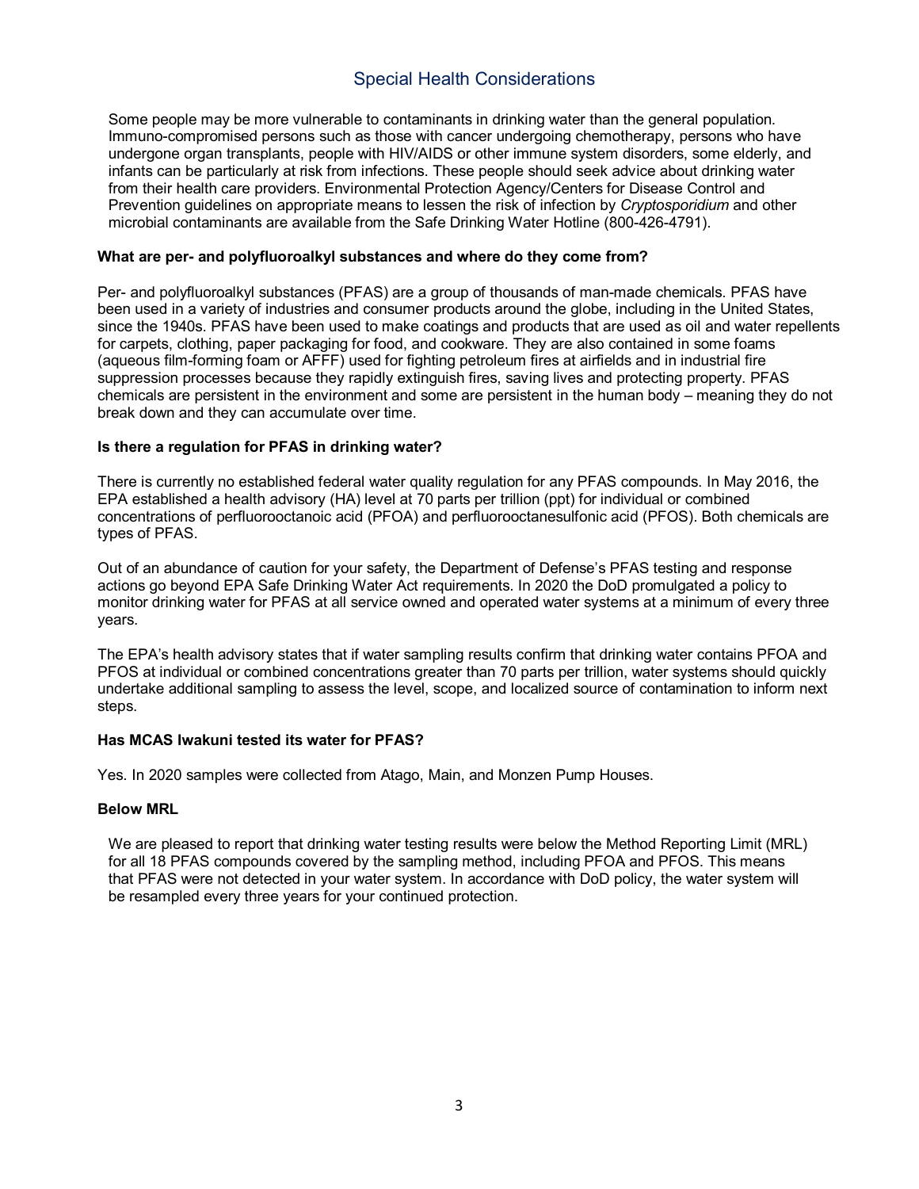## Special Health Considerations

Some people may be more vulnerable to contaminants in drinking water than the general population. Immuno-compromised persons such as those with cancer undergoing chemotherapy, persons who have undergone organ transplants, people with HIV/AIDS or other immune system disorders, some elderly, and infants can be particularly at risk from infections. These people should seek advice about drinking water from their health care providers. Environmental Protection Agency/Centers for Disease Control and Prevention guidelines on appropriate means to lessen the risk of infection by *Cryptosporidium* and other microbial contaminants are available from the Safe Drinking Water Hotline (800-426-4791).

**What are per- and polyfluoroalkyl substances and where do they come from?**

Per- and polyfluoroalkyl substances (PFAS) are a group of thousands of man-made chemicals. PFAS have been used in a variety of industries and consumer products around the globe, including in the United States, since the 1940s. PFAS have been used to make coatings and products that are used as oil and water repellents for carpets, clothing, paper packaging for food, and cookware. They are also contained in some foams (aqueous film-forming foam or AFFF) used for fighting petroleum fires at airfields and in industrial fire suppression processes because they rapidly extinguish fires, saving lives and protecting property. PFAS chemicals are persistent in the environment and some are persistent in the human body – meaning they do not break down and they can accumulate over time.

**Is there a regulation for PFAS in drinking water?**

There is currently no established federal water quality regulation for any PFAS compounds. In May 2016, the EPA established a health advisory (HA) level at 70 parts per trillion (ppt) for individual or combined concentrations of perfluorooctanoic acid (PFOA) and perfluorooctanesulfonic acid (PFOS). Both chemicals are types of PFAS.

Out of an abundance of caution for your safety, the Department of Defense's PFAS testing and response actions go beyond EPA Safe Drinking Water Act requirements. In 2020 the DoD promulgated a policy to monitor drinking water for PFAS at all service owned and operated water systems at a minimum of every three years.

The EPA's health advisory states that if water sampling results confirm that drinking water contains PFOA and PFOS at individual or combined concentrations greater than 70 parts per trillion, water systems should quickly undertake additional sampling to assess the level, scope, and localized source of contamination to inform next steps.

**Has MCAS Iwakuni tested its water for PFAS?**

Yes. In 2020 samples were collected from Atago, Main, and Monzen Pump Houses.

**Below MRL**

We are pleased to report that drinking water testing results were below the Method Reporting Limit (MRL) for all 18 PFAS compounds covered by the sampling method, including PFOA and PFOS. This means that PFAS were not detected in your water system. In accordance with DoD policy, the water system will be resampled every three years for your continued protection.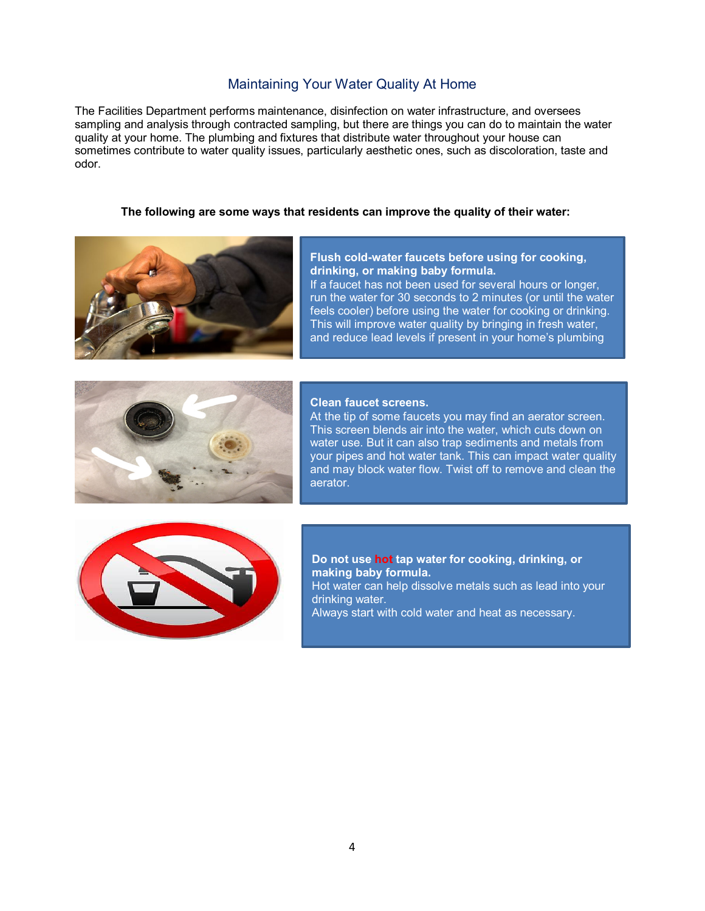# Maintaining Your Water Quality At Home

The Facilities Department performs maintenance, disinfection on water infrastructure, and oversees sampling and analysis through contracted sampling, but there are things you can do to maintain the water quality at your home. The plumbing and fixtures that distribute water throughout your house can sometimes contribute to water quality issues, particularly aesthetic ones, such as discoloration, taste and odor.

**The following are some ways that residents can improve the quality of their water:**

**Flush cold-water faucets before using for cooking, drinking, or making baby formula.**
If a faucet has not been used for several hours or longer, run the water for 30 seconds to 2 minutes (or until the water feels cooler) before using the water for cooking or drinking. This will improve water quality by bringing in fresh water, and reduce lead levels if present in your home's plumbing

**Clean faucet screens.**
At the tip of some faucets you may find an aerator screen. This screen blends air into the water, which cuts down on water use. But it can also trap sediments and metals from your pipes and hot water tank. This can impact water quality and may block water flow. Twist off to remove and clean the aerator.

**Do not use hot tap water for cooking, drinking, or making baby formula.**
Hot water can help dissolve metals such as lead into your drinking water.
Always start with cold water and heat as necessary.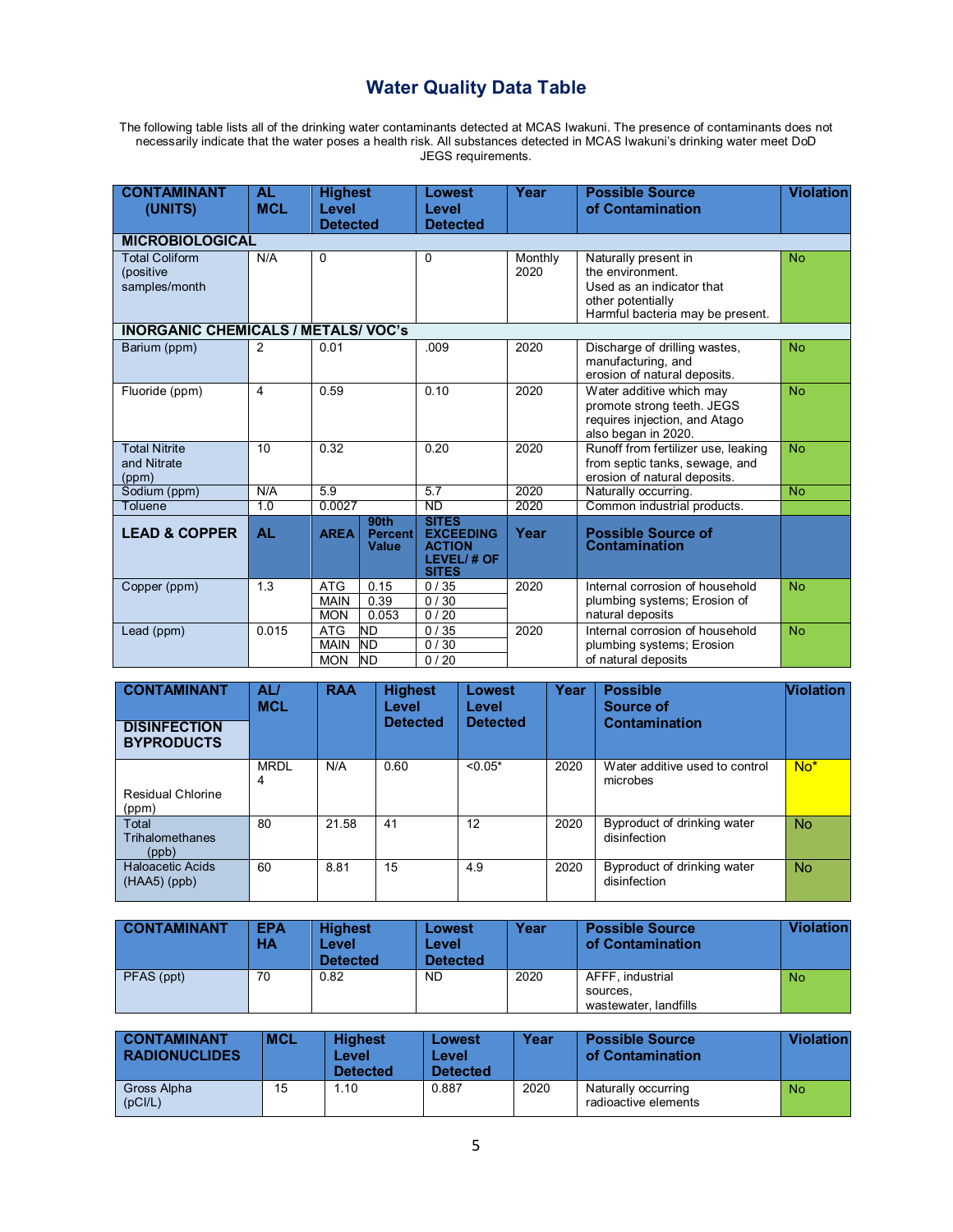# Water Quality Data Table

The following table lists all of the drinking water contaminants detected at MCAS Iwakuni. The presence of contaminants does not necessarily indicate that the water poses a health risk. All substances detected in MCAS Iwakuni's drinking water meet DoD JEGS requirements.

| CONTAMINANT (UNITS) | AL MCL | Highest Level Detected | | Lowest Level Detected | Year | Possible Source of Contamination | Violation |
|---|---|---|---|---|---|---|---|
| **MICROBIOLOGICAL** | | | | | | | |
| Total Coliform (positive samples/month | N/A | 0 | | 0 | Monthly 2020 | Naturally present in the environment. Used as an indicator that other potentially Harmful bacteria may be present. | No |
| **INORGANIC CHEMICALS / METALS/ VOC's** | | | | | | | |
| Barium (ppm) | 2 | 0.01 | | .009 | 2020 | Discharge of drilling wastes, manufacturing, and erosion of natural deposits. | No |
| Fluoride (ppm) | 4 | 0.59 | | 0.10 | 2020 | Water additive which may promote strong teeth. JEGS requires injection, and Atago also began in 2020. | No |
| Total Nitrite and Nitrate (ppm) | 10 | 0.32 | | 0.20 | 2020 | Runoff from fertilizer use, leaking from septic tanks, sewage, and erosion of natural deposits. | No |
| Sodium (ppm) | N/A | 5.9 | | 5.7 | 2020 | Naturally occurring. | No |
| Toluene | 1.0 | 0.0027 | | ND | 2020 | Common industrial products. | |
| **LEAD & COPPER** | **AL** | **AREA** | **90th Percent Value** | **SITES EXCEEDING ACTION LEVEL/ # OF SITES** | **Year** | **Possible Source of Contamination** | |
| Copper (ppm) | 1.3 | ATG | 0.15 | 0 / 35 | 2020 | Internal corrosion of household plumbing systems; Erosion of natural deposits | No |
| | | MAIN | 0.39 | 0 / 30 | | | |
| | | MON | 0.053 | 0 / 20 | | | |
| Lead (ppm) | 0.015 | ATG | ND | 0 / 35 | 2020 | Internal corrosion of household plumbing systems; Erosion of natural deposits | No |
| | | MAIN | ND | 0 / 30 | | | |
| | | MON | ND | 0 / 20 | | | |

| CONTAMINANT DISINFECTION BYPRODUCTS | AL/ MCL | RAA | Highest Level Detected | Lowest Level Detected | Year | Possible Source of Contamination | Violation |
|---|---|---|---|---|---|---|---|
| Residual Chlorine (ppm) | MRDL 4 | N/A | 0.60 | <0.05* | 2020 | Water additive used to control microbes | No* |
| Total Trihalomethanes (ppb) | 80 | 21.58 | 41 | 12 | 2020 | Byproduct of drinking water disinfection | No |
| Haloacetic Acids (HAA5) (ppb) | 60 | 8.81 | 15 | 4.9 | 2020 | Byproduct of drinking water disinfection | No |

| CONTAMINANT | EPA HA | Highest Level Detected | Lowest Level Detected | Year | Possible Source of Contamination | Violation |
|---|---|---|---|---|---|---|
| PFAS (ppt) | 70 | 0.82 | ND | 2020 | AFFF, industrial sources, wastewater, landfills | No |

| CONTAMINANT RADIONUCLIDES | MCL | Highest Level Detected | Lowest Level Detected | Year | Possible Source of Contamination | Violation |
|---|---|---|---|---|---|---|
| Gross Alpha (pCI/L) | 15 | 1.10 | 0.887 | 2020 | Naturally occurring radioactive elements | No |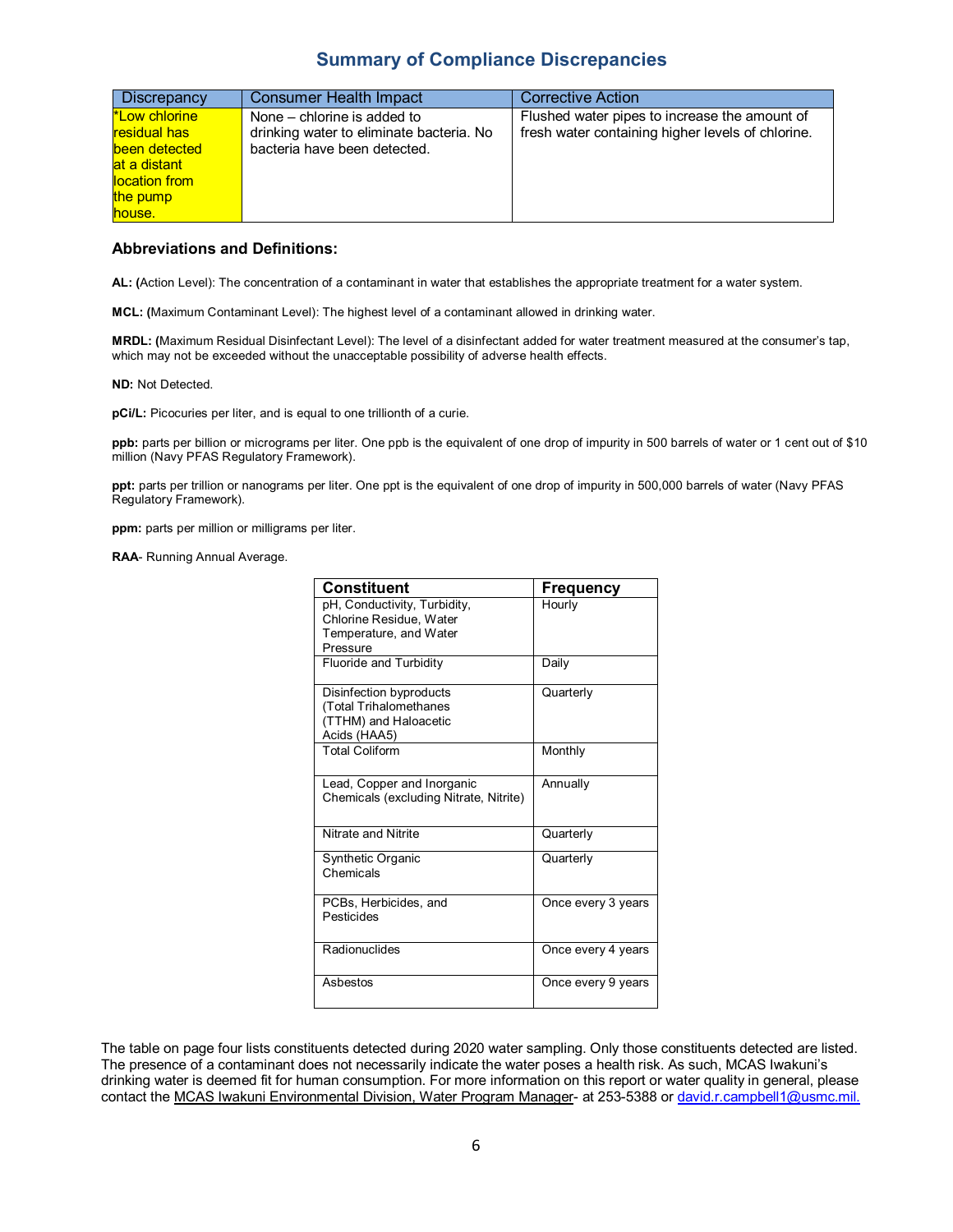## Summary of Compliance Discrepancies

| Discrepancy | Consumer Health Impact | Corrective Action |
|---|---|---|
| *Low chlorine residual has been detected at a distant location from the pump house. | None – chlorine is added to drinking water to eliminate bacteria. No bacteria have been detected. | Flushed water pipes to increase the amount of fresh water containing higher levels of chlorine. |

### Abbreviations and Definitions:

**AL:** (Action Level): The concentration of a contaminant in water that establishes the appropriate treatment for a water system.

**MCL: (**Maximum Contaminant Level): The highest level of a contaminant allowed in drinking water.

**MRDL: (**Maximum Residual Disinfectant Level): The level of a disinfectant added for water treatment measured at the consumer's tap, which may not be exceeded without the unacceptable possibility of adverse health effects.

**ND:** Not Detected.

**pCi/L:** Picocuries per liter, and is equal to one trillionth of a curie.

**ppb:** parts per billion or micrograms per liter. One ppb is the equivalent of one drop of impurity in 500 barrels of water or 1 cent out of $10 million (Navy PFAS Regulatory Framework).

**ppt:** parts per trillion or nanograms per liter. One ppt is the equivalent of one drop of impurity in 500,000 barrels of water (Navy PFAS Regulatory Framework).

**ppm:** parts per million or milligrams per liter.

**RAA**- Running Annual Average.

| Constituent | Frequency |
|---|---|
| pH, Conductivity, Turbidity, Chlorine Residue, Water Temperature, and Water Pressure | Hourly |
| Fluoride and Turbidity | Daily |
| Disinfection byproducts (Total Trihalomethanes (TTHM) and Haloacetic Acids (HAA5) | Quarterly |
| Total Coliform | Monthly |
| Lead, Copper and Inorganic Chemicals (excluding Nitrate, Nitrite) | Annually |
| Nitrate and Nitrite | Quarterly |
| Synthetic Organic Chemicals | Quarterly |
| PCBs, Herbicides, and Pesticides | Once every 3 years |
| Radionuclides | Once every 4 years |
| Asbestos | Once every 9 years |

The table on page four lists constituents detected during 2020 water sampling. Only those constituents detected are listed. The presence of a contaminant does not necessarily indicate the water poses a health risk. As such, MCAS Iwakuni's drinking water is deemed fit for human consumption. For more information on this report or water quality in general, please contact the MCAS Iwakuni Environmental Division, Water Program Manager- at 253-5388 or david.r.campbell1@usmc.mil.